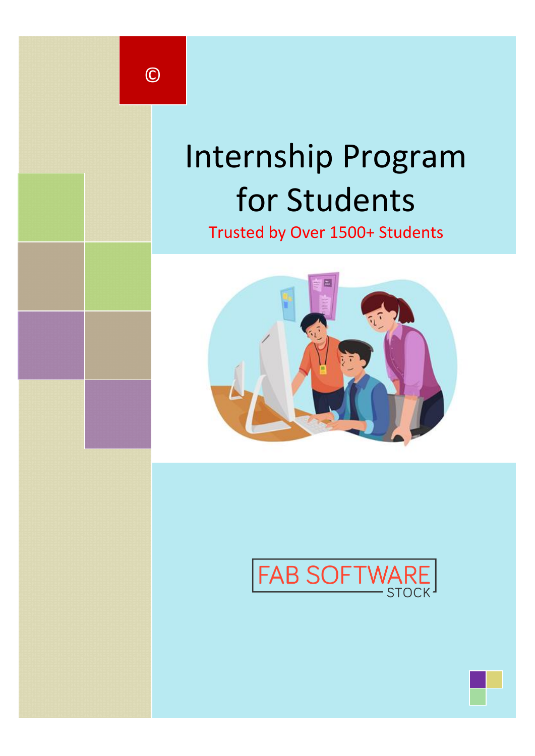©

# Internship Program for Students

Trusted by Over 1500+ Students

FAB SOFTWARE STOCK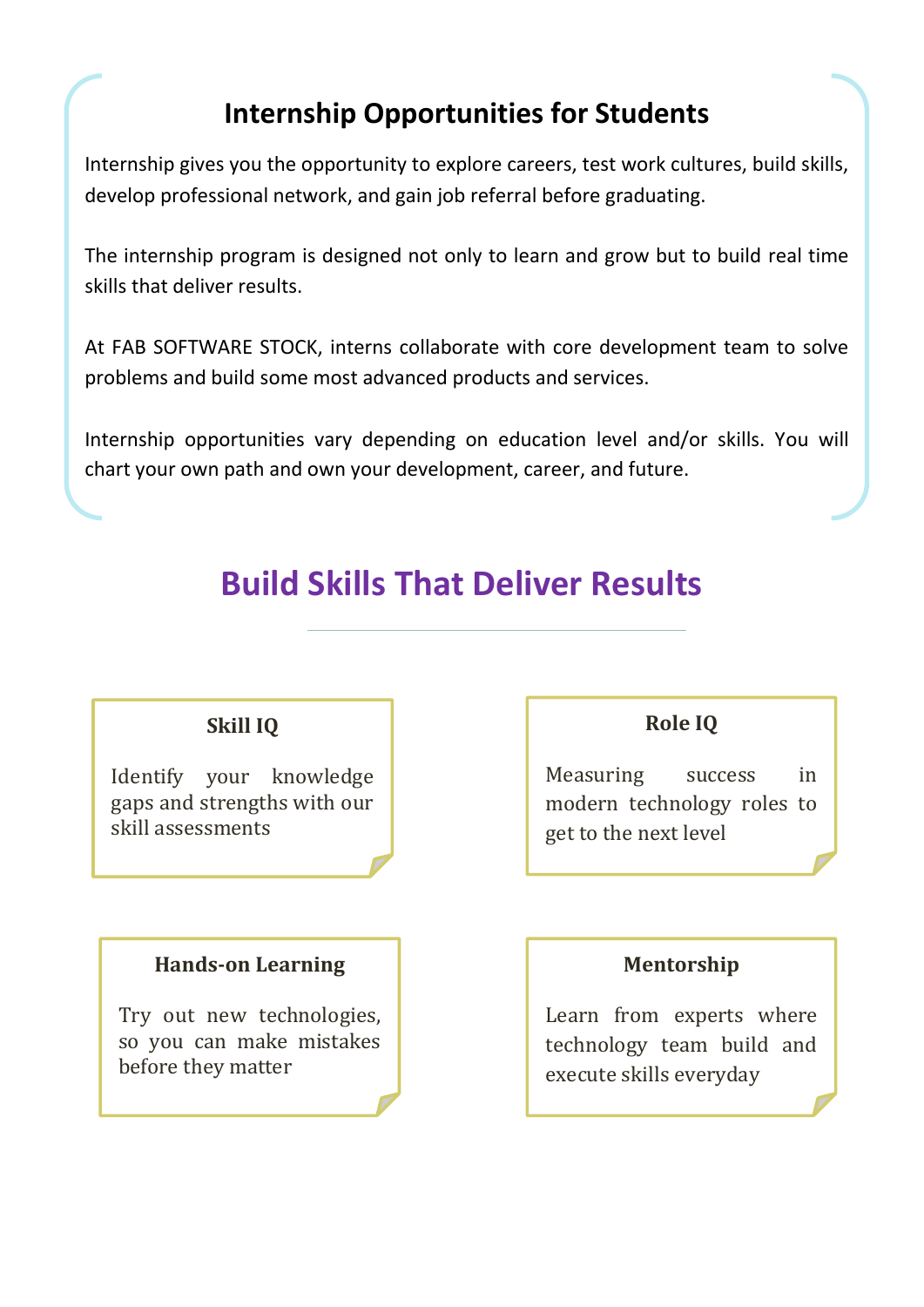## Internship Opportunities for Students

Internship gives you the opportunity to explore careers, test work cultures, build skills, develop professional network, and gain job referral before graduating.

The internship program is designed not only to learn and grow but to build real time skills that deliver results.

At FAB SOFTWARE STOCK, interns collaborate with core development team to solve problems and build some most advanced products and services.

Internship opportunities vary depending on education level and/or skills. You will chart your own path and own your development, career, and future.

## Build Skills That Deliver Results

### Skill IQ

Identify your knowledge gaps and strengths with our skill assessments

### Role IQ

Measuring success in modern technology roles to get to the next level

### Hands-on Learning

Try out new technologies, so you can make mistakes before they matter

### Mentorship

Learn from experts where technology team build and execute skills everyday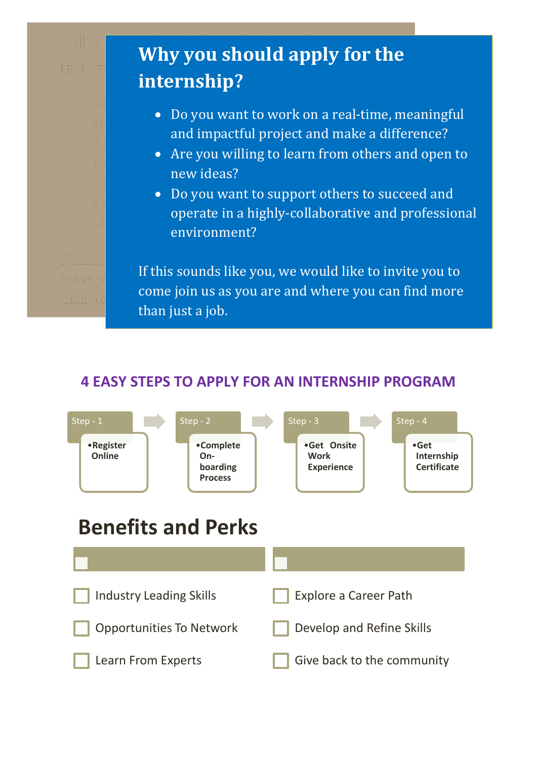## Why you should apply for the internship?

- Do you want to work on a real-time, meaningful and impactful project and make a difference?
- Are you willing to learn from others and open to new ideas?
- Do you want to support others to succeed and operate in a highly-collaborative and professional environment?

If this sounds like you, we would like to invite you to come join us as you are and where you can find more than just a job.

### 4 EASY STEPS TO APPLY FOR AN INTERNSHIP PROGRAM

**Step - 1**
- **Register Online**

**Step - 2**
- **Complete On-boarding Process**

**Step - 3**
- **Get Onsite Work Experience**

**Step - 4**
- **Get Internship Certificate**

## Benefits and Perks

- ☐ Industry Leading Skills
- ☐ Opportunities To Network
- ☐ Learn From Experts
- ☐ Explore a Career Path
- ☐ Develop and Refine Skills
- ☐ Give back to the community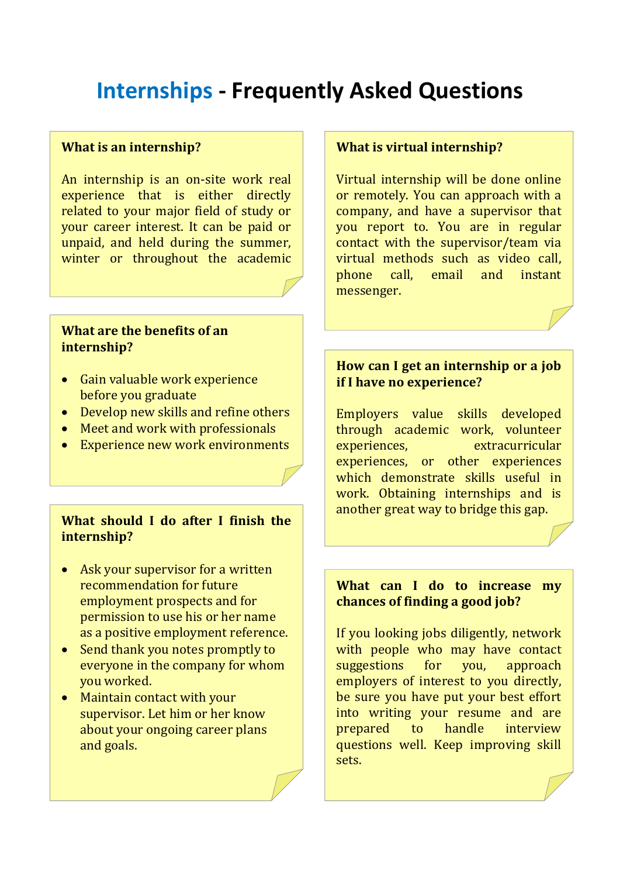# Internships - Frequently Asked Questions

### What is an internship?

An internship is an on-site work real experience that is either directly related to your major field of study or your career interest. It can be paid or unpaid, and held during the summer, winter or throughout the academic

### What are the benefits of an internship?

- Gain valuable work experience before you graduate
- Develop new skills and refine others
- Meet and work with professionals
- Experience new work environments

### What should I do after I finish the internship?

- Ask your supervisor for a written recommendation for future employment prospects and for permission to use his or her name as a positive employment reference.
- Send thank you notes promptly to everyone in the company for whom you worked.
- Maintain contact with your supervisor. Let him or her know about your ongoing career plans and goals.

### What is virtual internship?

Virtual internship will be done online or remotely. You can approach with a company, and have a supervisor that you report to. You are in regular contact with the supervisor/team via virtual methods such as video call, phone call, email and instant messenger.

### How can I get an internship or a job if I have no experience?

Employers value skills developed through academic work, volunteer experiences, extracurricular experiences, or other experiences which demonstrate skills useful in work. Obtaining internships and is another great way to bridge this gap.

### What can I do to increase my chances of finding a good job?

If you looking jobs diligently, network with people who may have contact suggestions for you, approach employers of interest to you directly, be sure you have put your best effort into writing your resume and are prepared to handle interview questions well. Keep improving skill sets.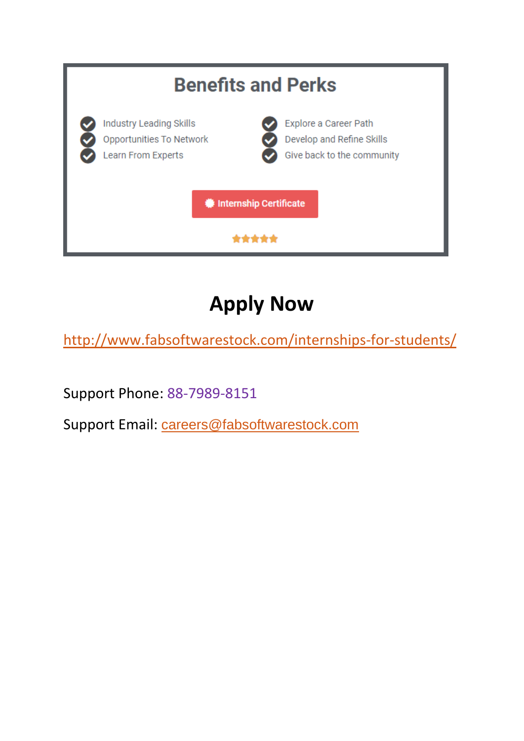## Benefits and Perks

- Industry Leading Skills
- Opportunities To Network
- Learn From Experts
- Explore a Career Path
- Develop and Refine Skills
- Give back to the community

Internship Certificate

★★★★★

# Apply Now

http://www.fabsoftwarestock.com/internships-for-students/

Support Phone: 88-7989-8151

Support Email: careers@fabsoftwarestock.com